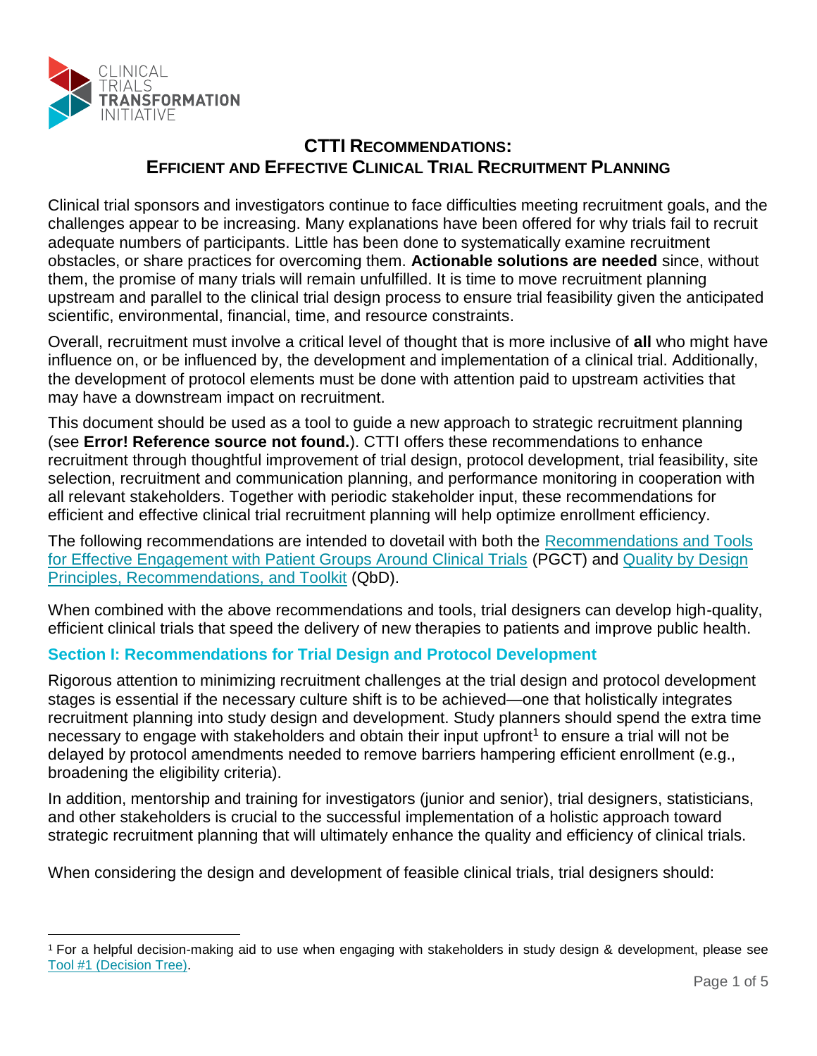# CTTI Recommendations: Efficient and Effective Clinical Trial Recruitment Planning

Clinical trial sponsors and investigators continue to face difficulties meeting recruitment goals, and the challenges appear to be increasing. Many explanations have been offered for why trials fail to recruit adequate numbers of participants. Little has been done to systematically examine recruitment obstacles, or share practices for overcoming them. **Actionable solutions are needed** since, without them, the promise of many trials will remain unfulfilled. It is time to move recruitment planning upstream and parallel to the clinical trial design process to ensure trial feasibility given the anticipated scientific, environmental, financial, time, and resource constraints.

Overall, recruitment must involve a critical level of thought that is more inclusive of **all** who might have influence on, or be influenced by, the development and implementation of a clinical trial. Additionally, the development of protocol elements must be done with attention paid to upstream activities that may have a downstream impact on recruitment.

This document should be used as a tool to guide a new approach to strategic recruitment planning (see **Error! Reference source not found.**). CTTI offers these recommendations to enhance recruitment through thoughtful improvement of trial design, protocol development, trial feasibility, site selection, recruitment and communication planning, and performance monitoring in cooperation with all relevant stakeholders. Together with periodic stakeholder input, these recommendations for efficient and effective clinical trial recruitment planning will help optimize enrollment efficiency.

The following recommendations are intended to dovetail with both the Recommendations and Tools for Effective Engagement with Patient Groups Around Clinical Trials (PGCT) and Quality by Design Principles, Recommendations, and Toolkit (QbD).

When combined with the above recommendations and tools, trial designers can develop high-quality, efficient clinical trials that speed the delivery of new therapies to patients and improve public health.

## Section I: Recommendations for Trial Design and Protocol Development

Rigorous attention to minimizing recruitment challenges at the trial design and protocol development stages is essential if the necessary culture shift is to be achieved—one that holistically integrates recruitment planning into study design and development. Study planners should spend the extra time necessary to engage with stakeholders and obtain their input upfront[1] to ensure a trial will not be delayed by protocol amendments needed to remove barriers hampering efficient enrollment (e.g., broadening the eligibility criteria).

In addition, mentorship and training for investigators (junior and senior), trial designers, statisticians, and other stakeholders is crucial to the successful implementation of a holistic approach toward strategic recruitment planning that will ultimately enhance the quality and efficiency of clinical trials.

When considering the design and development of feasible clinical trials, trial designers should:

---

[1] For a helpful decision-making aid to use when engaging with stakeholders in study design & development, please see Tool #1 (Decision Tree).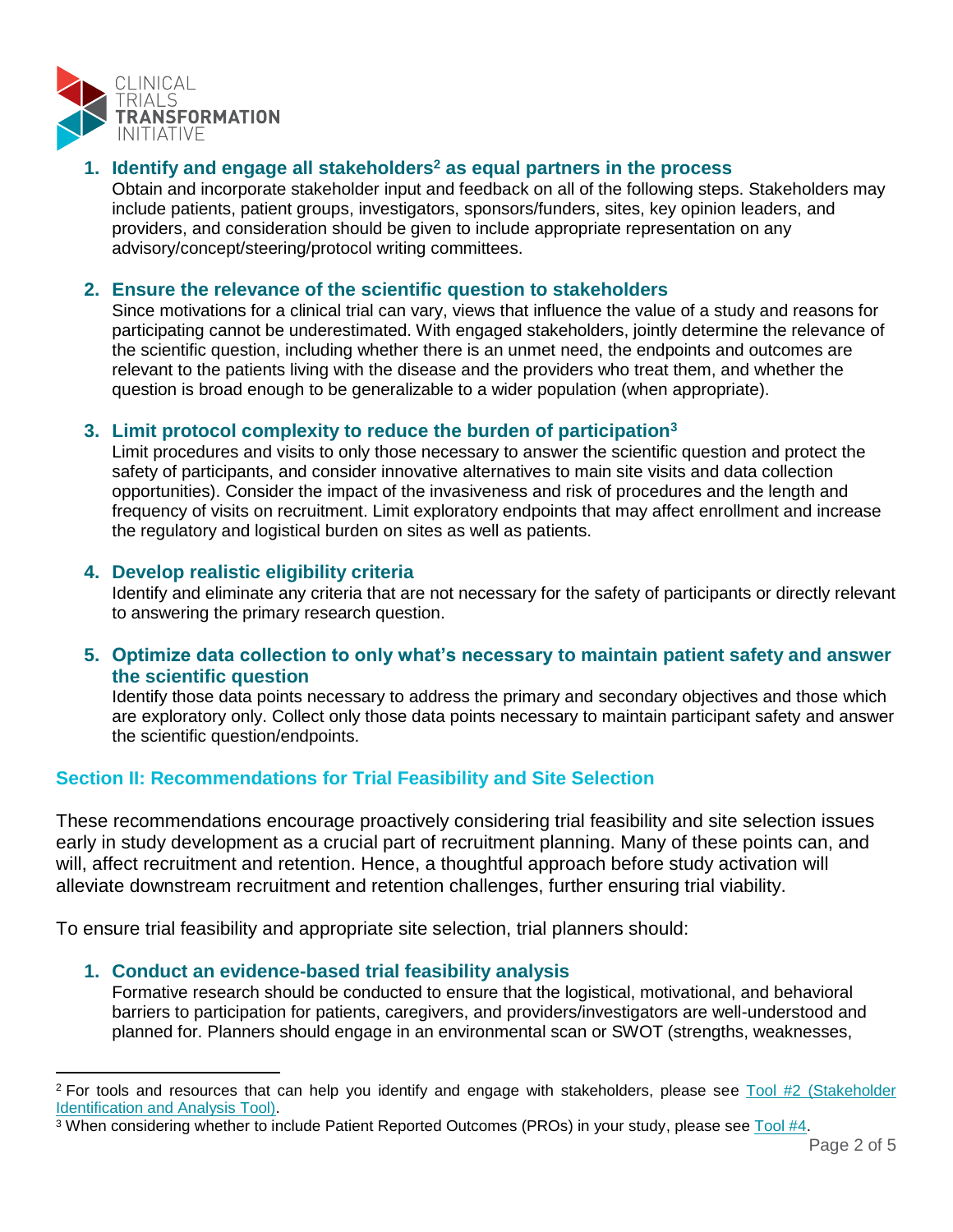1. **Identify and engage all stakeholders[2] as equal partners in the process**
   Obtain and incorporate stakeholder input and feedback on all of the following steps. Stakeholders may include patients, patient groups, investigators, sponsors/funders, sites, key opinion leaders, and providers, and consideration should be given to include appropriate representation on any advisory/concept/steering/protocol writing committees.

2. **Ensure the relevance of the scientific question to stakeholders**
   Since motivations for a clinical trial can vary, views that influence the value of a study and reasons for participating cannot be underestimated. With engaged stakeholders, jointly determine the relevance of the scientific question, including whether there is an unmet need, the endpoints and outcomes are relevant to the patients living with the disease and the providers who treat them, and whether the question is broad enough to be generalizable to a wider population (when appropriate).

3. **Limit protocol complexity to reduce the burden of participation[3]**
   Limit procedures and visits to only those necessary to answer the scientific question and protect the safety of participants, and consider innovative alternatives to main site visits and data collection opportunities). Consider the impact of the invasiveness and risk of procedures and the length and frequency of visits on recruitment. Limit exploratory endpoints that may affect enrollment and increase the regulatory and logistical burden on sites as well as patients.

4. **Develop realistic eligibility criteria**
   Identify and eliminate any criteria that are not necessary for the safety of participants or directly relevant to answering the primary research question.

5. **Optimize data collection to only what's necessary to maintain patient safety and answer the scientific question**
   Identify those data points necessary to address the primary and secondary objectives and those which are exploratory only. Collect only those data points necessary to maintain participant safety and answer the scientific question/endpoints.

## Section II: Recommendations for Trial Feasibility and Site Selection

These recommendations encourage proactively considering trial feasibility and site selection issues early in study development as a crucial part of recruitment planning. Many of these points can, and will, affect recruitment and retention. Hence, a thoughtful approach before study activation will alleviate downstream recruitment and retention challenges, further ensuring trial viability.

To ensure trial feasibility and appropriate site selection, trial planners should:

1. **Conduct an evidence-based trial feasibility analysis**
   Formative research should be conducted to ensure that the logistical, motivational, and behavioral barriers to participation for patients, caregivers, and providers/investigators are well-understood and planned for. Planners should engage in an environmental scan or SWOT (strengths, weaknesses,

---

[2] For tools and resources that can help you identify and engage with stakeholders, please see Tool #2 (Stakeholder Identification and Analysis Tool).

[3] When considering whether to include Patient Reported Outcomes (PROs) in your study, please see Tool #4.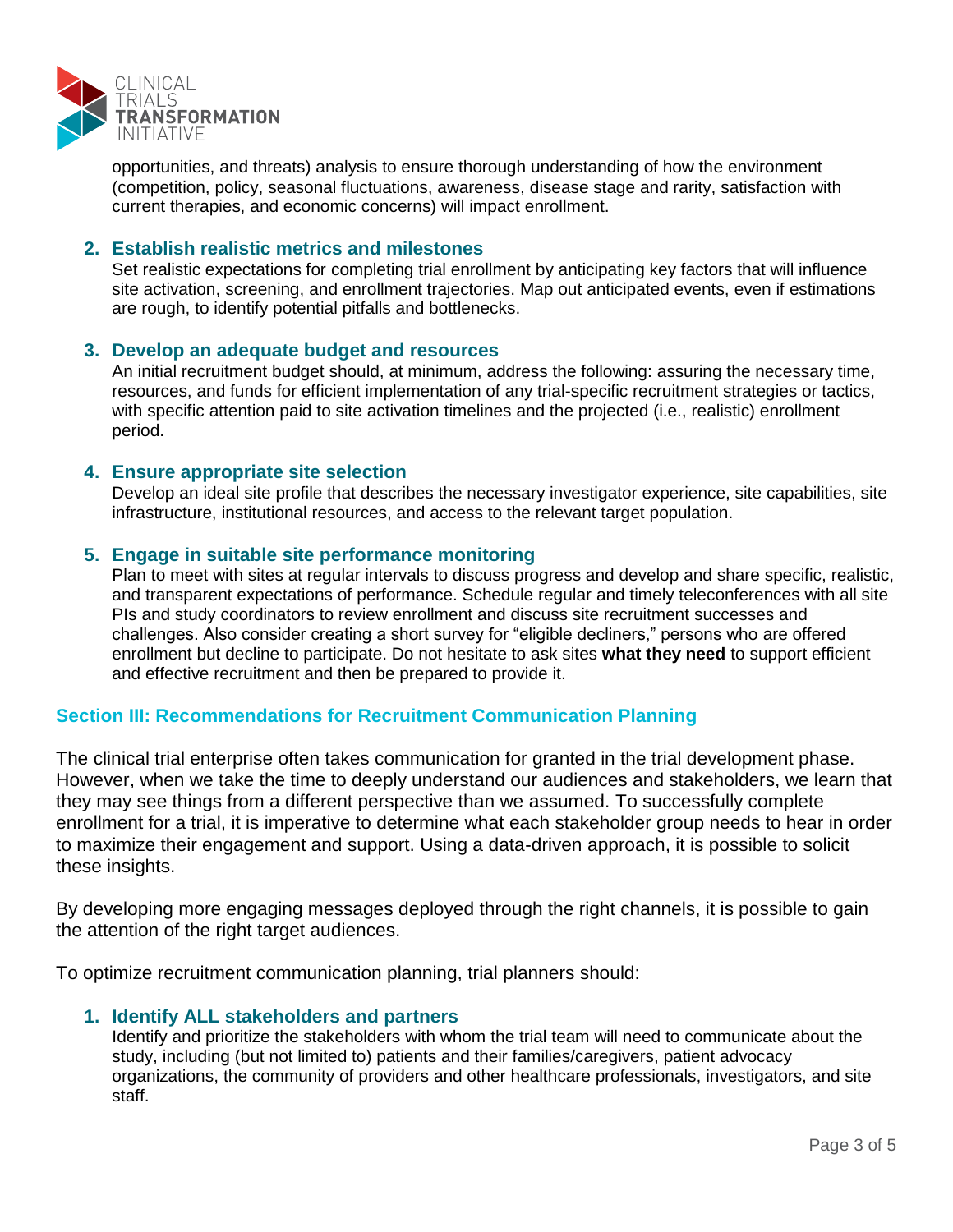opportunities, and threats) analysis to ensure thorough understanding of how the environment (competition, policy, seasonal fluctuations, awareness, disease stage and rarity, satisfaction with current therapies, and economic concerns) will impact enrollment.

2. **Establish realistic metrics and milestones**
   Set realistic expectations for completing trial enrollment by anticipating key factors that will influence site activation, screening, and enrollment trajectories. Map out anticipated events, even if estimations are rough, to identify potential pitfalls and bottlenecks.

3. **Develop an adequate budget and resources**
   An initial recruitment budget should, at minimum, address the following: assuring the necessary time, resources, and funds for efficient implementation of any trial-specific recruitment strategies or tactics, with specific attention paid to site activation timelines and the projected (i.e., realistic) enrollment period.

4. **Ensure appropriate site selection**
   Develop an ideal site profile that describes the necessary investigator experience, site capabilities, site infrastructure, institutional resources, and access to the relevant target population.

5. **Engage in suitable site performance monitoring**
   Plan to meet with sites at regular intervals to discuss progress and develop and share specific, realistic, and transparent expectations of performance. Schedule regular and timely teleconferences with all site PIs and study coordinators to review enrollment and discuss site recruitment successes and challenges. Also consider creating a short survey for "eligible decliners," persons who are offered enrollment but decline to participate. Do not hesitate to ask sites **what they need** to support efficient and effective recruitment and then be prepared to provide it.

## Section III: Recommendations for Recruitment Communication Planning

The clinical trial enterprise often takes communication for granted in the trial development phase. However, when we take the time to deeply understand our audiences and stakeholders, we learn that they may see things from a different perspective than we assumed. To successfully complete enrollment for a trial, it is imperative to determine what each stakeholder group needs to hear in order to maximize their engagement and support. Using a data-driven approach, it is possible to solicit these insights.

By developing more engaging messages deployed through the right channels, it is possible to gain the attention of the right target audiences.

To optimize recruitment communication planning, trial planners should:

1. **Identify ALL stakeholders and partners**
   Identify and prioritize the stakeholders with whom the trial team will need to communicate about the study, including (but not limited to) patients and their families/caregivers, patient advocacy organizations, the community of providers and other healthcare professionals, investigators, and site staff.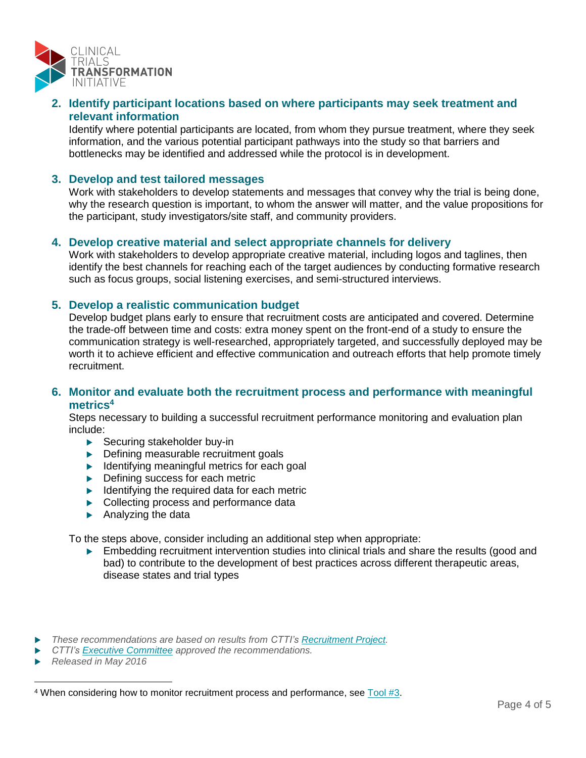2. **Identify participant locations based on where participants may seek treatment and relevant information**
   Identify where potential participants are located, from whom they pursue treatment, where they seek information, and the various potential participant pathways into the study so that barriers and bottlenecks may be identified and addressed while the protocol is in development.

3. **Develop and test tailored messages**
   Work with stakeholders to develop statements and messages that convey why the trial is being done, why the research question is important, to whom the answer will matter, and the value propositions for the participant, study investigators/site staff, and community providers.

4. **Develop creative material and select appropriate channels for delivery**
   Work with stakeholders to develop appropriate creative material, including logos and taglines, then identify the best channels for reaching each of the target audiences by conducting formative research such as focus groups, social listening exercises, and semi-structured interviews.

5. **Develop a realistic communication budget**
   Develop budget plans early to ensure that recruitment costs are anticipated and covered. Determine the trade-off between time and costs: extra money spent on the front-end of a study to ensure the communication strategy is well-researched, appropriately targeted, and successfully deployed may be worth it to achieve efficient and effective communication and outreach efforts that help promote timely recruitment.

6. **Monitor and evaluate both the recruitment process and performance with meaningful metrics**[4]
   Steps necessary to building a successful recruitment performance monitoring and evaluation plan include:
   - Securing stakeholder buy-in
   - Defining measurable recruitment goals
   - Identifying meaningful metrics for each goal
   - Defining success for each metric
   - Identifying the required data for each metric
   - Collecting process and performance data
   - Analyzing the data

   To the steps above, consider including an additional step when appropriate:
   - Embedding recruitment intervention studies into clinical trials and share the results (good and bad) to contribute to the development of best practices across different therapeutic areas, disease states and trial types

- *These recommendations are based on results from CTTI's Recruitment Project.*
- *CTTI's Executive Committee approved the recommendations.*
- *Released in May 2016*

[4] When considering how to monitor recruitment process and performance, see Tool #3.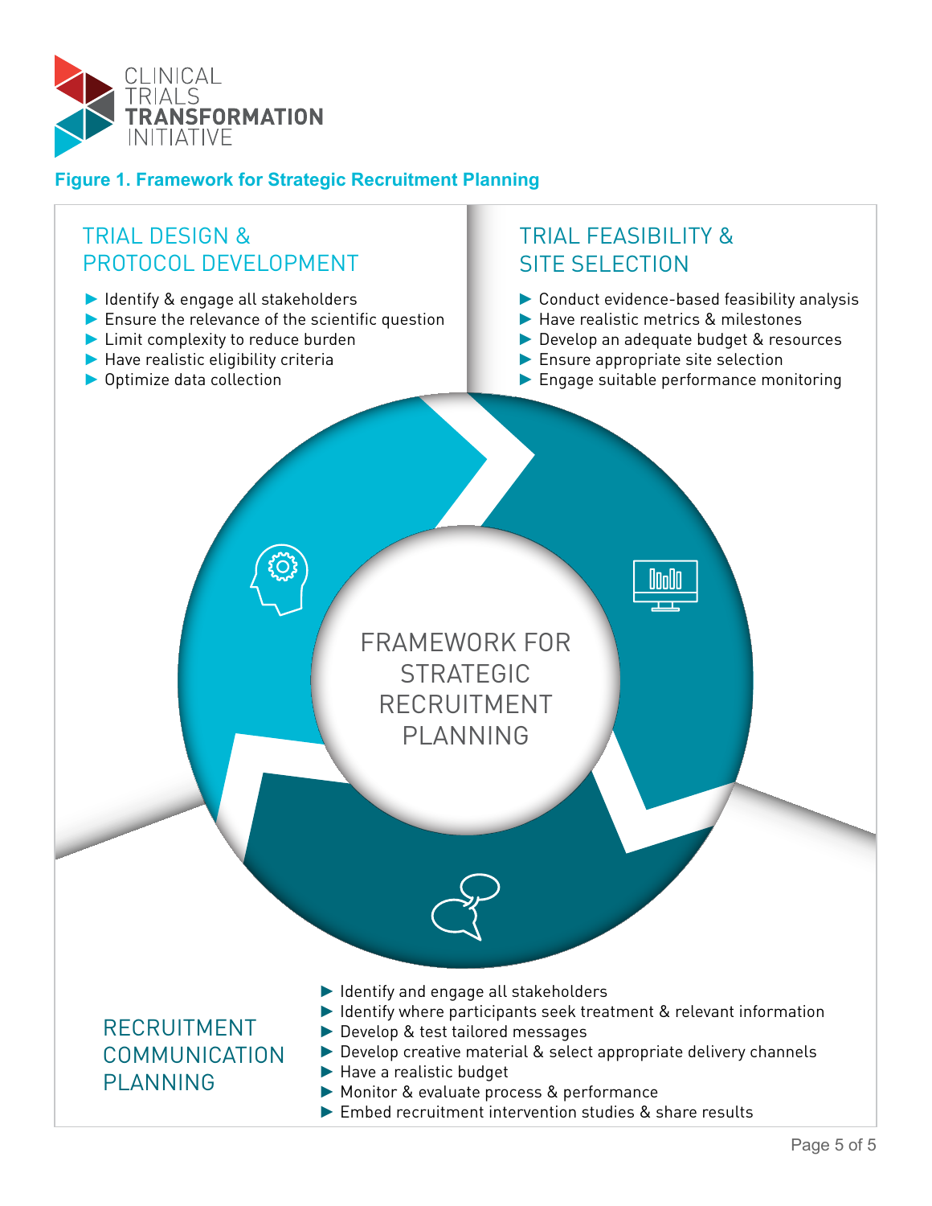CLINICAL TRIALS TRANSFORMATION INITIATIVE

**Figure 1. Framework for Strategic Recruitment Planning**

## TRIAL DESIGN & PROTOCOL DEVELOPMENT

- Identify & engage all stakeholders
- Ensure the relevance of the scientific question
- Limit complexity to reduce burden
- Have realistic eligibility criteria
- Optimize data collection

## TRIAL FEASIBILITY & SITE SELECTION

- Conduct evidence-based feasibility analysis
- Have realistic metrics & milestones
- Develop an adequate budget & resources
- Ensure appropriate site selection
- Engage suitable performance monitoring

FRAMEWORK FOR STRATEGIC RECRUITMENT PLANNING

## RECRUITMENT COMMUNICATION PLANNING

- Identify and engage all stakeholders
- Identify where participants seek treatment & relevant information
- Develop & test tailored messages
- Develop creative material & select appropriate delivery channels
- Have a realistic budget
- Monitor & evaluate process & performance
- Embed recruitment intervention studies & share results